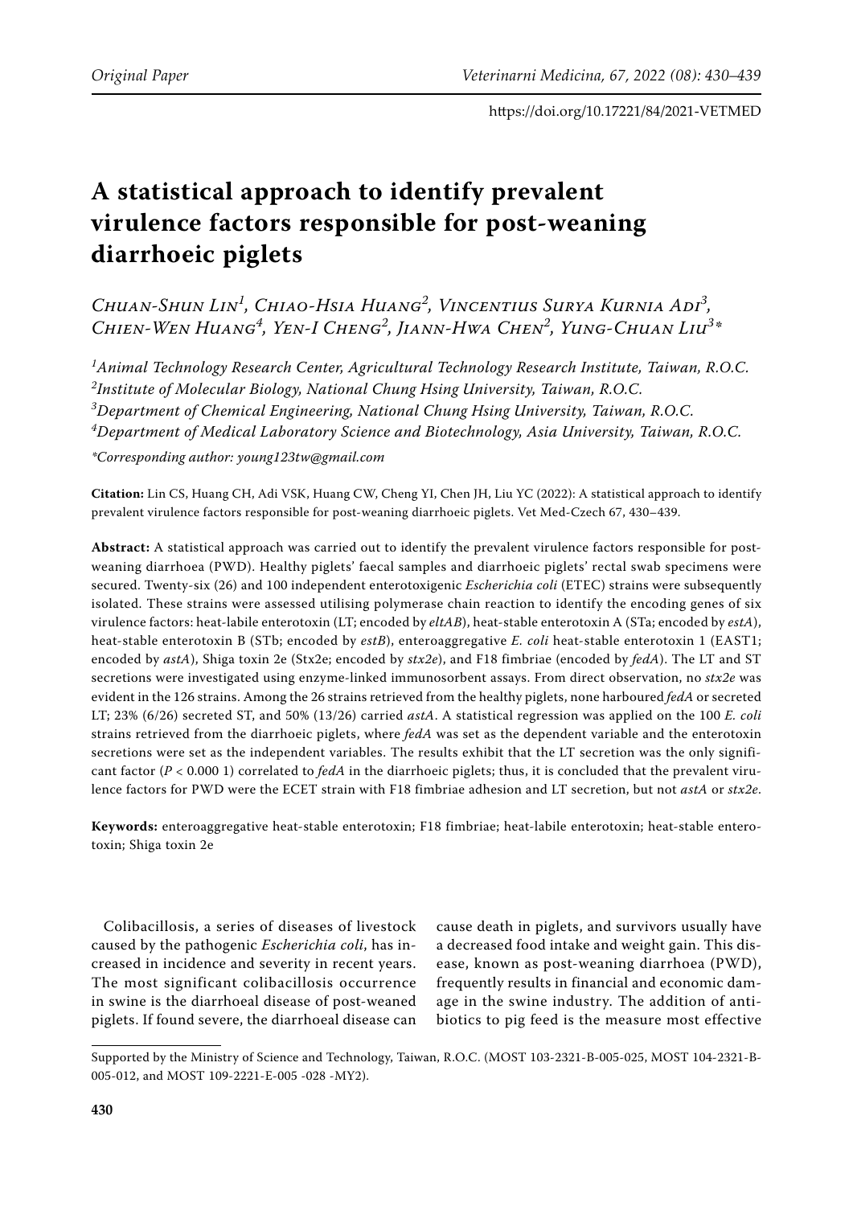# A statistical approach to identify prevalent virulence factors responsible for post-weaning diarrhoeic piglets

*Chuan-Shun Lin*[1], *Chiao-Hsia Huang*[2], *Vincentius Surya Kurnia Adi*[3], *Chien-Wen Huang*[4], *Yen-I Cheng*[2], *Jiann-Hwa Chen*[2], *Yung-Chuan Liu*[3]*

[1]*Animal Technology Research Center, Agricultural Technology Research Institute, Taiwan, R.O.C.*
[2]*Institute of Molecular Biology, National Chung Hsing University, Taiwan, R.O.C.*
[3]*Department of Chemical Engineering, National Chung Hsing University, Taiwan, R.O.C.*
[4]*Department of Medical Laboratory Science and Biotechnology, Asia University, Taiwan, R.O.C.*

**Corresponding author: young123tw@gmail.com*

**Citation:** Lin CS, Huang CH, Adi VSK, Huang CW, Cheng YI, Chen JH, Liu YC (2022): A statistical approach to identify prevalent virulence factors responsible for post-weaning diarrhoeic piglets. Vet Med-Czech 67, 430–439.

**Abstract:** A statistical approach was carried out to identify the prevalent virulence factors responsible for post-weaning diarrhoea (PWD). Healthy piglets' faecal samples and diarrhoeic piglets' rectal swab specimens were secured. Twenty-six (26) and 100 independent enterotoxigenic *Escherichia coli* (ETEC) strains were subsequently isolated. These strains were assessed utilising polymerase chain reaction to identify the encoding genes of six virulence factors: heat-labile enterotoxin (LT; encoded by *eltAB*), heat-stable enterotoxin A (STa; encoded by *estA*), heat-stable enterotoxin B (STb; encoded by *estB*), enteroaggregative *E. coli* heat-stable enterotoxin 1 (EAST1; encoded by *astA*), Shiga toxin 2e (Stx2e; encoded by *stx2e*), and F18 fimbriae (encoded by *fedA*). The LT and ST secretions were investigated using enzyme-linked immunosorbent assays. From direct observation, no *stx2e* was evident in the 126 strains. Among the 26 strains retrieved from the healthy piglets, none harboured *fedA* or secreted LT; 23% (6/26) secreted ST, and 50% (13/26) carried *astA*. A statistical regression was applied on the 100 *E. coli* strains retrieved from the diarrhoeic piglets, where *fedA* was set as the dependent variable and the enterotoxin secretions were set as the independent variables. The results exhibit that the LT secretion was the only significant factor ($P < 0.000\ 1$) correlated to *fedA* in the diarrhoeic piglets; thus, it is concluded that the prevalent virulence factors for PWD were the ECET strain with F18 fimbriae adhesion and LT secretion, but not *astA* or *stx2e*.

**Keywords:** enteroaggregative heat-stable enterotoxin; F18 fimbriae; heat-labile enterotoxin; heat-stable enterotoxin; Shiga toxin 2e

Colibacillosis, a series of diseases of livestock caused by the pathogenic *Escherichia coli*, has increased in incidence and severity in recent years. The most significant colibacillosis occurrence in swine is the diarrhoeal disease of post-weaned piglets. If found severe, the diarrhoeal disease can cause death in piglets, and survivors usually have a decreased food intake and weight gain. This disease, known as post-weaning diarrhoea (PWD), frequently results in financial and economic damage in the swine industry. The addition of antibiotics to pig feed is the measure most effective

Supported by the Ministry of Science and Technology, Taiwan, R.O.C. (MOST 103-2321-B-005-025, MOST 104-2321-B-005-012, and MOST 109-2221-E-005 -028 -MY2).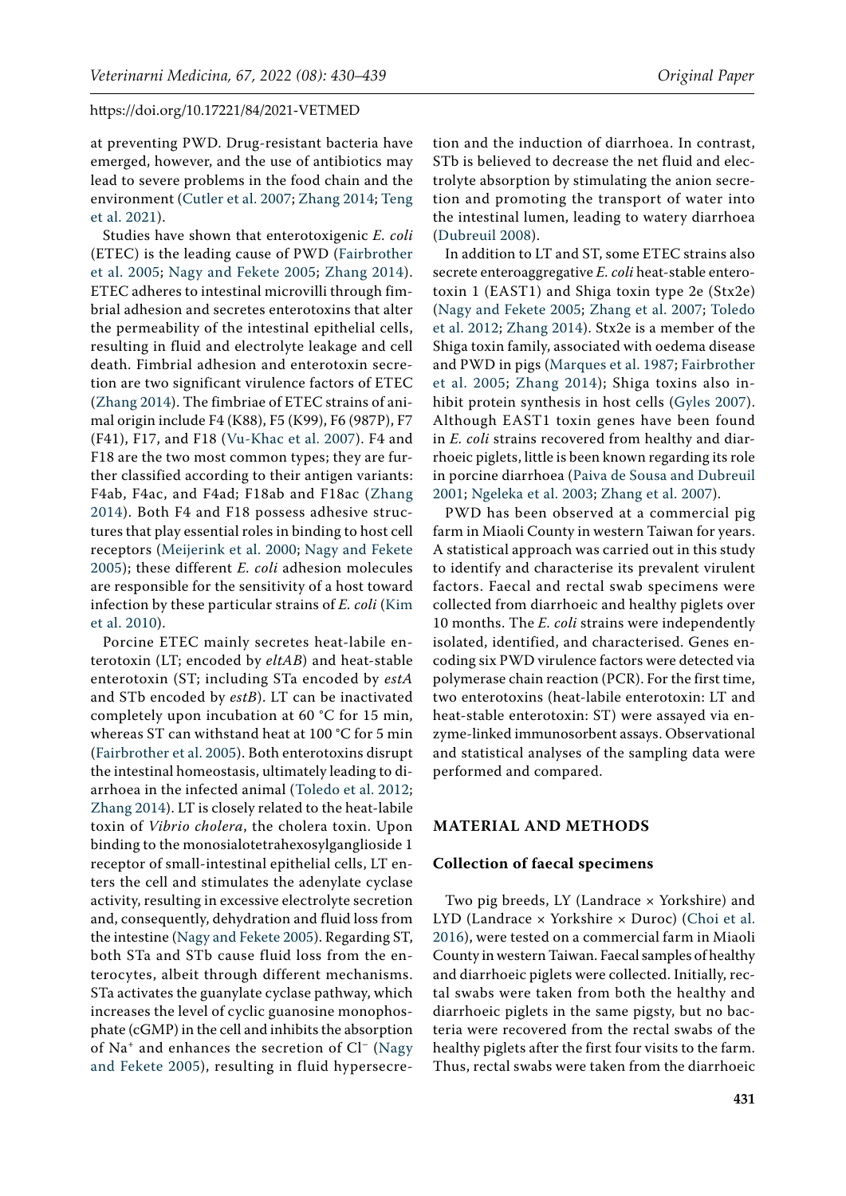at preventing PWD. Drug-resistant bacteria have emerged, however, and the use of antibiotics may lead to severe problems in the food chain and the environment (Cutler et al. 2007; Zhang 2014; Teng et al. 2021).

Studies have shown that enterotoxigenic *E. coli* (ETEC) is the leading cause of PWD (Fairbrother et al. 2005; Nagy and Fekete 2005; Zhang 2014). ETEC adheres to intestinal microvilli through fimbrial adhesion and secretes enterotoxins that alter the permeability of the intestinal epithelial cells, resulting in fluid and electrolyte leakage and cell death. Fimbrial adhesion and enterotoxin secretion are two significant virulence factors of ETEC (Zhang 2014). The fimbriae of ETEC strains of animal origin include F4 (K88), F5 (K99), F6 (987P), F7 (F41), F17, and F18 (Vu-Khac et al. 2007). F4 and F18 are the two most common types; they are further classified according to their antigen variants: F4ab, F4ac, and F4ad; F18ab and F18ac (Zhang 2014). Both F4 and F18 possess adhesive structures that play essential roles in binding to host cell receptors (Meijerink et al. 2000; Nagy and Fekete 2005); these different *E. coli* adhesion molecules are responsible for the sensitivity of a host toward infection by these particular strains of *E. coli* (Kim et al. 2010).

Porcine ETEC mainly secretes heat-labile enterotoxin (LT; encoded by *eltAB*) and heat-stable enterotoxin (ST; including STa encoded by *estA* and STb encoded by *estB*). LT can be inactivated completely upon incubation at 60 °C for 15 min, whereas ST can withstand heat at 100 °C for 5 min (Fairbrother et al. 2005). Both enterotoxins disrupt the intestinal homeostasis, ultimately leading to diarrhoea in the infected animal (Toledo et al. 2012; Zhang 2014). LT is closely related to the heat-labile toxin of *Vibrio cholera*, the cholera toxin. Upon binding to the monosialotetrahexosylganglioside 1 receptor of small-intestinal epithelial cells, LT enters the cell and stimulates the adenylate cyclase activity, resulting in excessive electrolyte secretion and, consequently, dehydration and fluid loss from the intestine (Nagy and Fekete 2005). Regarding ST, both STa and STb cause fluid loss from the enterocytes, albeit through different mechanisms. STa activates the guanylate cyclase pathway, which increases the level of cyclic guanosine monophosphate (cGMP) in the cell and inhibits the absorption of $Na^{+}$ and enhances the secretion of $Cl^{-}$ (Nagy and Fekete 2005), resulting in fluid hypersecretion and the induction of diarrhoea. In contrast, STb is believed to decrease the net fluid and electrolyte absorption by stimulating the anion secretion and promoting the transport of water into the intestinal lumen, leading to watery diarrhoea (Dubreuil 2008).

In addition to LT and ST, some ETEC strains also secrete enteroaggregative *E. coli* heat-stable enterotoxin 1 (EAST1) and Shiga toxin type 2e (Stx2e) (Nagy and Fekete 2005; Zhang et al. 2007; Toledo et al. 2012; Zhang 2014). Stx2e is a member of the Shiga toxin family, associated with oedema disease and PWD in pigs (Marques et al. 1987; Fairbrother et al. 2005; Zhang 2014); Shiga toxins also inhibit protein synthesis in host cells (Gyles 2007). Although EAST1 toxin genes have been found in *E. coli* strains recovered from healthy and diarrhoeic piglets, little is been known regarding its role in porcine diarrhoea (Paiva de Sousa and Dubreuil 2001; Ngeleka et al. 2003; Zhang et al. 2007).

PWD has been observed at a commercial pig farm in Miaoli County in western Taiwan for years. A statistical approach was carried out in this study to identify and characterise its prevalent virulent factors. Faecal and rectal swab specimens were collected from diarrhoeic and healthy piglets over 10 months. The *E. coli* strains were independently isolated, identified, and characterised. Genes encoding six PWD virulence factors were detected via polymerase chain reaction (PCR). For the first time, two enterotoxins (heat-labile enterotoxin: LT and heat-stable enterotoxin: ST) were assayed via enzyme-linked immunosorbent assays. Observational and statistical analyses of the sampling data were performed and compared.

## MATERIAL AND METHODS

### Collection of faecal specimens

Two pig breeds, LY (Landrace × Yorkshire) and LYD (Landrace × Yorkshire × Duroc) (Choi et al. 2016), were tested on a commercial farm in Miaoli County in western Taiwan. Faecal samples of healthy and diarrhoeic piglets were collected. Initially, rectal swabs were taken from both the healthy and diarrhoeic piglets in the same pigsty, but no bacteria were recovered from the rectal swabs of the healthy piglets after the first four visits to the farm. Thus, rectal swabs were taken from the diarrhoeic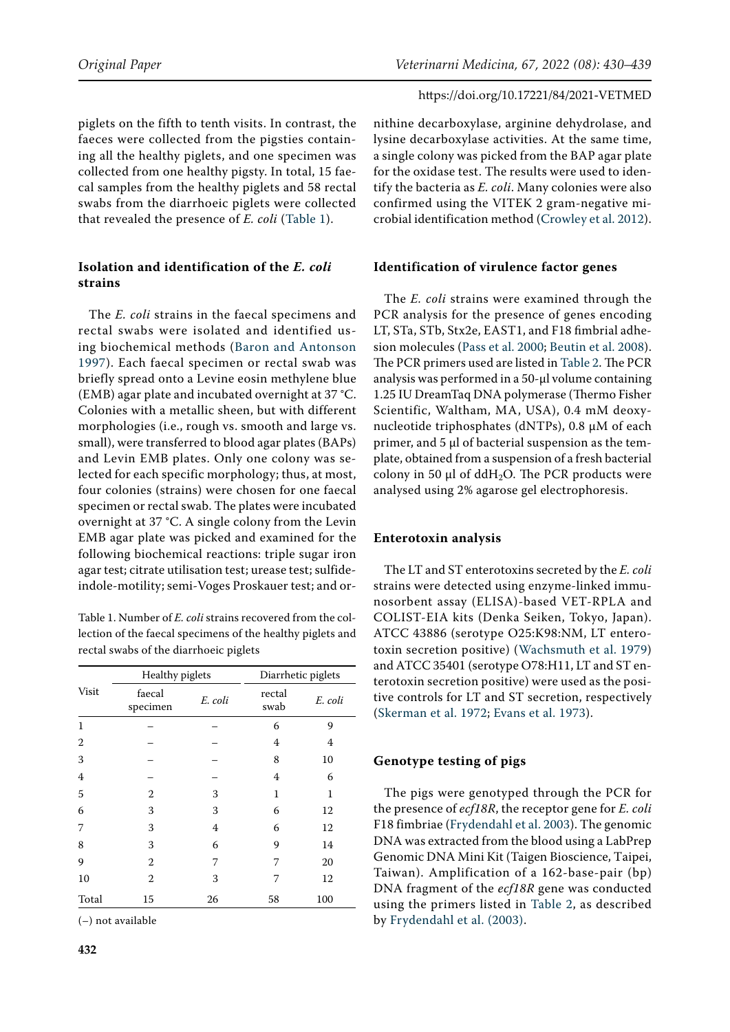piglets on the fifth to tenth visits. In contrast, the faeces were collected from the pigsties containing all the healthy piglets, and one specimen was collected from one healthy pigsty. In total, 15 faecal samples from the healthy piglets and 58 rectal swabs from the diarrhoeic piglets were collected that revealed the presence of *E. coli* (Table 1).

## Isolation and identification of the *E. coli* strains

The *E. coli* strains in the faecal specimens and rectal swabs were isolated and identified using biochemical methods (Baron and Antonson 1997). Each faecal specimen or rectal swab was briefly spread onto a Levine eosin methylene blue (EMB) agar plate and incubated overnight at 37 °C. Colonies with a metallic sheen, but with different morphologies (i.e., rough vs. smooth and large vs. small), were transferred to blood agar plates (BAPs) and Levin EMB plates. Only one colony was selected for each specific morphology; thus, at most, four colonies (strains) were chosen for one faecal specimen or rectal swab. The plates were incubated overnight at 37 °C. A single colony from the Levin EMB agar plate was picked and examined for the following biochemical reactions: triple sugar iron agar test; citrate utilisation test; urease test; sulfide-indole-motility; semi-Voges Proskauer test; and ornithine decarboxylase, arginine dehydrolase, and lysine decarboxylase activities. At the same time, a single colony was picked from the BAP agar plate for the oxidase test. The results were used to identify the bacteria as *E. coli*. Many colonies were also confirmed using the VITEK 2 gram-negative microbial identification method (Crowley et al. 2012).

Table 1. Number of *E. coli* strains recovered from the collection of the faecal specimens of the healthy piglets and rectal swabs of the diarrhoeic piglets

| Visit | Healthy piglets | | Diarrhetic piglets | |
|---|---|---|---|---|
| | faecal specimen | *E. coli* | rectal swab | *E. coli* |
| 1 | – | – | 6 | 9 |
| 2 | – | – | 4 | 4 |
| 3 | – | – | 8 | 10 |
| 4 | – | – | 4 | 6 |
| 5 | 2 | 3 | 1 | 1 |
| 6 | 3 | 3 | 6 | 12 |
| 7 | 3 | 4 | 6 | 12 |
| 8 | 3 | 6 | 9 | 14 |
| 9 | 2 | 7 | 7 | 20 |
| 10 | 2 | 3 | 7 | 12 |
| Total | 15 | 26 | 58 | 100 |

(–) not available

## Identification of virulence factor genes

The *E. coli* strains were examined through the PCR analysis for the presence of genes encoding LT, STa, STb, Stx2e, EAST1, and F18 fimbrial adhesion molecules (Pass et al. 2000; Beutin et al. 2008). The PCR primers used are listed in Table 2. The PCR analysis was performed in a 50-µl volume containing 1.25 IU DreamTaq DNA polymerase (Thermo Fisher Scientific, Waltham, MA, USA), 0.4 mM deoxynucleotide triphosphates (dNTPs), 0.8 µM of each primer, and 5 µl of bacterial suspension as the template, obtained from a suspension of a fresh bacterial colony in 50 µl of dd$H_2O$. The PCR products were analysed using 2% agarose gel electrophoresis.

## Enterotoxin analysis

The LT and ST enterotoxins secreted by the *E. coli* strains were detected using enzyme-linked immunosorbent assay (ELISA)-based VET-RPLA and COLIST-EIA kits (Denka Seiken, Tokyo, Japan). ATCC 43886 (serotype O25:K98:NM, LT enterotoxin secretion positive) (Wachsmuth et al. 1979) and ATCC 35401 (serotype O78:H11, LT and ST enterotoxin secretion positive) were used as the positive controls for LT and ST secretion, respectively (Skerman et al. 1972; Evans et al. 1973).

## Genotype testing of pigs

The pigs were genotyped through the PCR for the presence of *ecf18R*, the receptor gene for *E. coli* F18 fimbriae (Frydendahl et al. 2003). The genomic DNA was extracted from the blood using a LabPrep Genomic DNA Mini Kit (Taigen Bioscience, Taipei, Taiwan). Amplification of a 162-base-pair (bp) DNA fragment of the *ecf18R* gene was conducted using the primers listed in Table 2, as described by Frydendahl et al. (2003).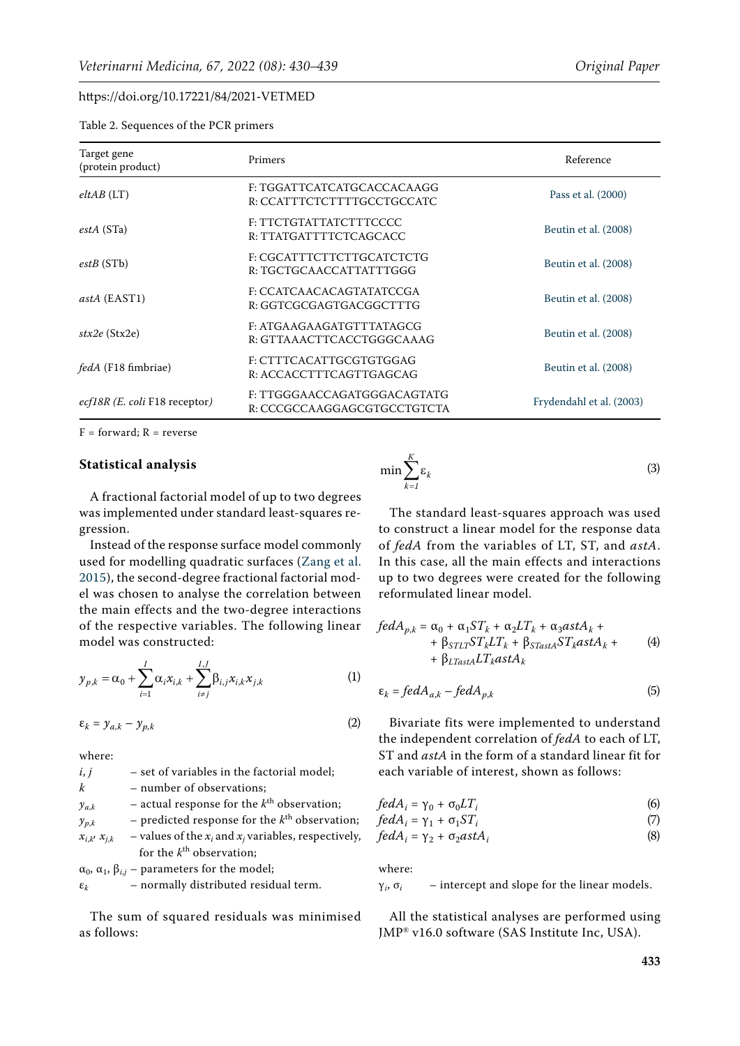Table 2. Sequences of the PCR primers

| Target gene (protein product) | Primers | Reference |
|---|---|---|
| *eltAB* (LT) | F: TGGATTCATCATGCACCACAAGG<br>R: CCATTTCTCTTTTGCCTGCCATC | Pass et al. (2000) |
| *estA* (STa) | F: TTCTGTATTATCTTTCCCC<br>R: TTATGATTTTCTCAGCACC | Beutin et al. (2008) |
| *estB* (STb) | F: CGCATTTCTTCTTGCATCTCTG<br>R: TGCTGCAACCATTATTTGGG | Beutin et al. (2008) |
| *astA* (EAST1) | F: CCATCAACACAGTATATCCGA<br>R: GGTCGCGAGTGACGGCTTTG | Beutin et al. (2008) |
| *stx2e* (Stx2e) | F: ATGAAGAAGATGTTTATAGCG<br>R: GTTAAACTTCACCTGGGCAAAG | Beutin et al. (2008) |
| *fedA* (F18 fimbriae) | F: CTTTCACATTGCGTGTGGAG<br>R: ACCACCTTTCAGTTGAGCAG | Beutin et al. (2008) |
| *ecf18R (E. coli* F18 receptor*)* | F: TTGGGAACCAGATGGGACAGTATG<br>R: CCCGCCAAGGAGCGTGCCTGTCTA | Frydendahl et al. (2003) |

F = forward; R = reverse

## Statistical analysis

A fractional factorial model of up to two degrees was implemented under standard least-squares regression.

Instead of the response surface model commonly used for modelling quadratic surfaces (Zang et al. 2015), the second-degree fractional factorial model was chosen to analyse the correlation between the main effects and the two-degree interactions of the respective variables. The following linear model was constructed:

$$y_{p,k} = \alpha_0 + \sum_{i=1}^{I} \alpha_i x_{i,k} + \sum_{i \neq j}^{I,J} \beta_{i,j} x_{i,k} x_{j,k} \tag{1}$$

$$\varepsilon_k = y_{a,k} - y_{p,k} \tag{2}$$

where:

$i$, $j$ – set of variables in the factorial model;

$k$ – number of observations;

$y_{a,k}$ – actual response for the $k^{th}$ observation;

$y_{p,k}$ – predicted response for the $k^{th}$ observation;

$x_{i,k}$, $x_{j,k}$ – values of the $x_i$ and $x_j$ variables, respectively, for the $k^{th}$ observation;

$\alpha_0$, $\alpha_1$, $\beta_{i,j}$ – parameters for the model;

$\varepsilon_k$ – normally distributed residual term.

The sum of squared residuals was minimised as follows:

$$\min \sum_{k=1}^{K} \varepsilon_k \tag{3}$$

The standard least-squares approach was used to construct a linear model for the response data of *fedA* from the variables of LT, ST, and *astA*. In this case, all the main effects and interactions up to two degrees were created for the following reformulated linear model.

$$\begin{aligned} fedA_{p,k} = {} & \alpha_0 + \alpha_1 ST_k + \alpha_2 LT_k + \alpha_3 astA_k + \\ & + \beta_{STLT} ST_k LT_k + \beta_{STastA} ST_k astA_k + \\ & + \beta_{LTastA} LT_k astA_k \end{aligned} \tag{4}$$

$$\varepsilon_k = fedA_{a,k} - fedA_{p,k} \tag{5}$$

Bivariate fits were implemented to understand the independent correlation of *fedA* to each of LT, ST and *astA* in the form of a standard linear fit for each variable of interest, shown as follows:

$$fedA_i = \gamma_0 + \sigma_0 LT_i \tag{6}$$

$$fedA_i = \gamma_1 + \sigma_1 ST_i \tag{7}$$

$$fedA_i = \gamma_2 + \sigma_2 astA_i \tag{8}$$

where:

$\gamma_i$, $\sigma_i$ – intercept and slope for the linear models.

All the statistical analyses are performed using JMP® v16.0 software (SAS Institute Inc, USA).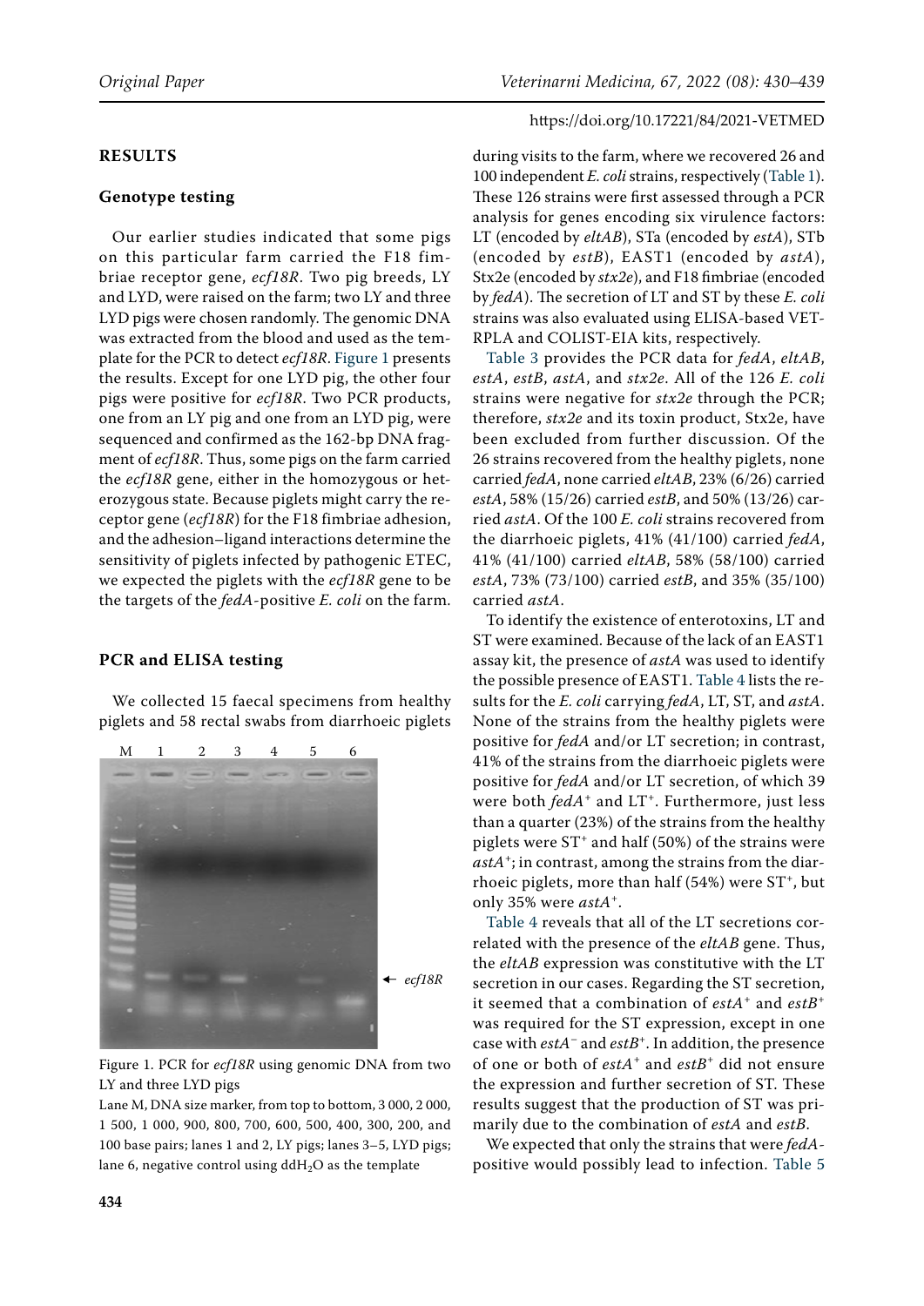## RESULTS

### Genotype testing

Our earlier studies indicated that some pigs on this particular farm carried the F18 fimbriae receptor gene, *ecf18R*. Two pig breeds, LY and LYD, were raised on the farm; two LY and three LYD pigs were chosen randomly. The genomic DNA was extracted from the blood and used as the template for the PCR to detect *ecf18R*. Figure 1 presents the results. Except for one LYD pig, the other four pigs were positive for *ecf18R*. Two PCR products, one from an LY pig and one from an LYD pig, were sequenced and confirmed as the 162-bp DNA fragment of *ecf18R*. Thus, some pigs on the farm carried the *ecf18R* gene, either in the homozygous or heterozygous state. Because piglets might carry the receptor gene (*ecf18R*) for the F18 fimbriae adhesion, and the adhesion–ligand interactions determine the sensitivity of piglets infected by pathogenic ETEC, we expected the piglets with the *ecf18R* gene to be the targets of the *fedA*-positive *E. coli* on the farm.

### PCR and ELISA testing

We collected 15 faecal specimens from healthy piglets and 58 rectal swabs from diarrhoeic piglets during visits to the farm, where we recovered 26 and 100 independent *E. coli* strains, respectively (Table 1). These 126 strains were first assessed through a PCR analysis for genes encoding six virulence factors: LT (encoded by *eltAB*), STa (encoded by *estA*), STb (encoded by *estB*), EAST1 (encoded by *astA*), Stx2e (encoded by *stx2e*), and F18 fimbriae (encoded by *fedA*). The secretion of LT and ST by these *E. coli* strains was also evaluated using ELISA-based VET-RPLA and COLIST-EIA kits, respectively.

Figure 1. PCR for *ecf18R* using genomic DNA from two LY and three LYD pigs

Lane M, DNA size marker, from top to bottom, 3 000, 2 000, 1 500, 1 000, 900, 800, 700, 600, 500, 400, 300, 200, and 100 base pairs; lanes 1 and 2, LY pigs; lanes 3–5, LYD pigs; lane 6, negative control using $ddH_2O$ as the template

Table 3 provides the PCR data for *fedA*, *eltAB*, *estA*, *estB*, *astA*, and *stx2e*. All of the 126 *E. coli* strains were negative for *stx2e* through the PCR; therefore, *stx2e* and its toxin product, Stx2e, have been excluded from further discussion. Of the 26 strains recovered from the healthy piglets, none carried *fedA*, none carried *eltAB*, 23% (6/26) carried *estA*, 58% (15/26) carried *estB*, and 50% (13/26) carried *astA*. Of the 100 *E. coli* strains recovered from the diarrhoeic piglets, 41% (41/100) carried *fedA*, 41% (41/100) carried *eltAB*, 58% (58/100) carried *estA*, 73% (73/100) carried *estB*, and 35% (35/100) carried *astA*.

To identify the existence of enterotoxins, LT and ST were examined. Because of the lack of an EAST1 assay kit, the presence of *astA* was used to identify the possible presence of EAST1. Table 4 lists the results for the *E. coli* carrying *fedA*, LT, ST, and *astA*. None of the strains from the healthy piglets were positive for *fedA* and/or LT secretion; in contrast, 41% of the strains from the diarrhoeic piglets were positive for *fedA* and/or LT secretion, of which 39 were both *fedA*$^+$ and LT$^+$. Furthermore, just less than a quarter (23%) of the strains from the healthy piglets were ST$^+$ and half (50%) of the strains were *astA*$^+$; in contrast, among the strains from the diarrhoeic piglets, more than half (54%) were ST$^+$, but only 35% were *astA*$^+$.

Table 4 reveals that all of the LT secretions correlated with the presence of the *eltAB* gene. Thus, the *eltAB* expression was constitutive with the LT secretion in our cases. Regarding the ST secretion, it seemed that a combination of *estA*$^+$ and *estB*$^+$ was required for the ST expression, except in one case with *estA*$^-$ and *estB*$^+$. In addition, the presence of one or both of *estA*$^+$ and *estB*$^+$ did not ensure the expression and further secretion of ST. These results suggest that the production of ST was primarily due to the combination of *estA* and *estB*.

We expected that only the strains that were *fedA*-positive would possibly lead to infection. Table 5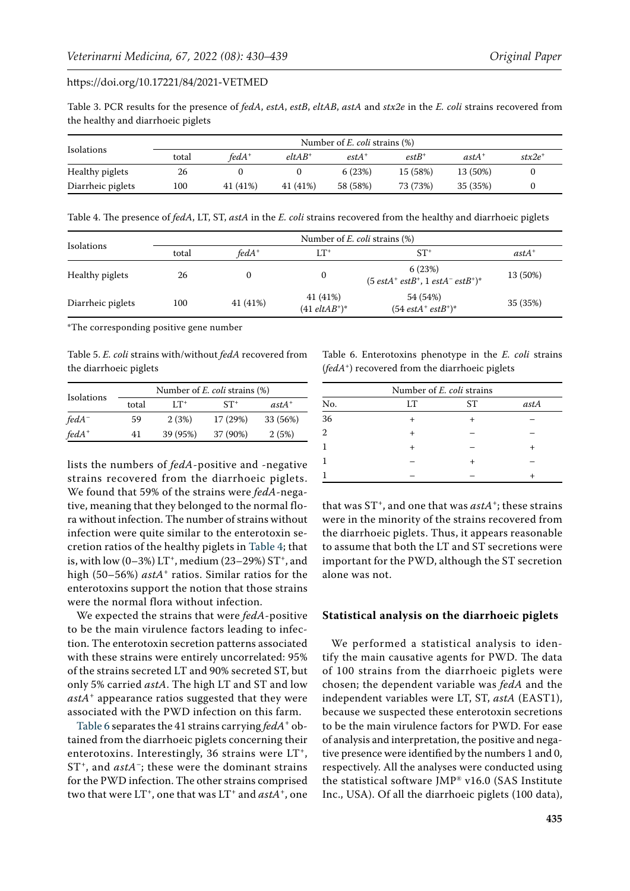Table 3. PCR results for the presence of *fedA*, *estA*, *estB*, *eltAB*, *astA* and *stx2e* in the *E. coli* strains recovered from the healthy and diarrhoeic piglets

| Isolations | Number of *E. coli* strains (%) | | | | | | |
|---|---|---|---|---|---|---|---|
| | total | *fedA*$^+$ | *eltAB*$^+$ | *estA*$^+$ | *estB*$^+$ | *astA*$^+$ | *stx2e*$^+$ |
| Healthy piglets | 26 | 0 | 0 | 6 (23%) | 15 (58%) | 13 (50%) | 0 |
| Diarrheic piglets | 100 | 41 (41%) | 41 (41%) | 58 (58%) | 73 (73%) | 35 (35%) | 0 |

Table 4. The presence of *fedA*, LT, ST, *astA* in the *E. coli* strains recovered from the healthy and diarrhoeic piglets

| Isolations | Number of *E. coli* strains (%) | | | | |
|---|---|---|---|---|---|
| | total | *fedA*$^+$ | LT$^+$ | ST$^+$ | *astA*$^+$ |
| Healthy piglets | 26 | 0 | 0 | 6 (23%) (5 *estA*$^+$ *estB*$^+$, 1 *estA*$^-$ *estB*$^+$)* | 13 (50%) |
| Diarrheic piglets | 100 | 41 (41%) | 41 (41%) (41 *eltAB*$^+$)* | 54 (54%) (54 *estA*$^+$ *estB*$^+$)* | 35 (35%) |

*The corresponding positive gene number

Table 5. *E. coli* strains with/without *fedA* recovered from the diarrhoeic piglets

| Isolations | Number of *E. coli* strains (%) | | | |
|---|---|---|---|---|
| | total | LT$^+$ | ST$^+$ | *astA*$^+$ |
| *fedA*$^-$ | 59 | 2 (3%) | 17 (29%) | 33 (56%) |
| *fedA*$^+$ | 41 | 39 (95%) | 37 (90%) | 2 (5%) |

lists the numbers of *fedA*-positive and -negative strains recovered from the diarrhoeic piglets. We found that 59% of the strains were *fedA*-negative, meaning that they belonged to the normal flora without infection. The number of strains without infection were quite similar to the enterotoxin secretion ratios of the healthy piglets in Table 4; that is, with low (0–3%) LT$^+$, medium (23–29%) ST$^+$, and high (50–56%) *astA*$^+$ ratios. Similar ratios for the enterotoxins support the notion that those strains were the normal flora without infection.

We expected the strains that were *fedA*-positive to be the main virulence factors leading to infection. The enterotoxin secretion patterns associated with these strains were entirely uncorrelated: 95% of the strains secreted LT and 90% secreted ST, but only 5% carried *astA*. The high LT and ST and low *astA*$^+$ appearance ratios suggested that they were associated with the PWD infection on this farm.

Table 6 separates the 41 strains carrying *fedA*$^+$ obtained from the diarrhoeic piglets concerning their enterotoxins. Interestingly, 36 strains were LT$^+$, ST$^+$, and *astA*$^-$; these were the dominant strains for the PWD infection. The other strains comprised two that were LT$^+$, one that was LT$^+$ and *astA*$^+$, one that was ST$^+$, and one that was *astA*$^+$; these strains were in the minority of the strains recovered from the diarrhoeic piglets. Thus, it appears reasonable to assume that both the LT and ST secretions were important for the PWD, although the ST secretion alone was not.

Table 6. Enterotoxins phenotype in the *E. coli* strains (*fedA*$^+$) recovered from the diarrhoeic piglets

| Number of *E. coli* strains | | | |
|---|---|---|---|
| No. | LT | ST | *astA* |
| 36 | + | + | – |
| 2 | + | – | – |
| 1 | + | – | + |
| 1 | – | + | – |
| 1 | – | – | + |

## Statistical analysis on the diarrhoeic piglets

We performed a statistical analysis to identify the main causative agents for PWD. The data of 100 strains from the diarrhoeic piglets were chosen; the dependent variable was *fedA* and the independent variables were LT, ST, *astA* (EAST1), because we suspected these enterotoxin secretions to be the main virulence factors for PWD. For ease of analysis and interpretation, the positive and negative presence were identified by the numbers 1 and 0, respectively. All the analyses were conducted using the statistical software JMP® v16.0 (SAS Institute Inc., USA). Of all the diarrhoeic piglets (100 data),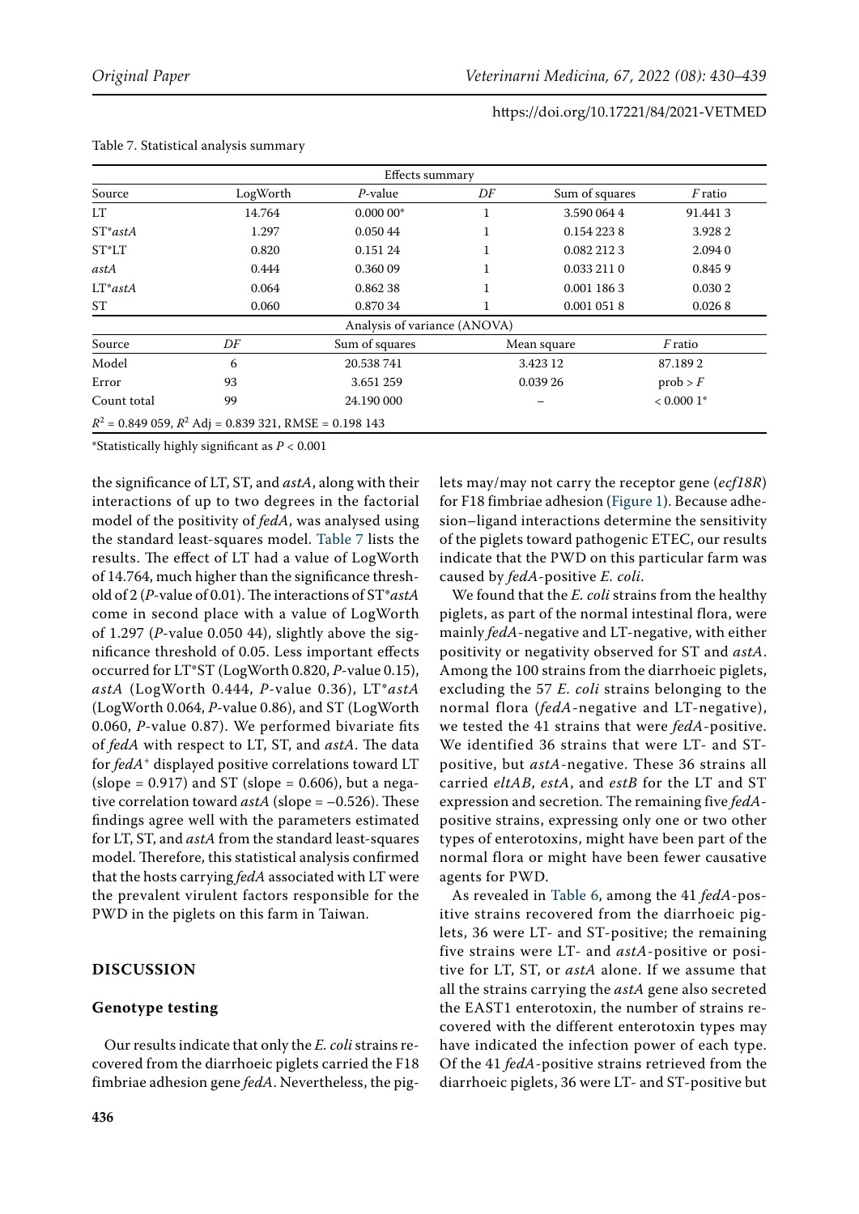Table 7. Statistical analysis summary

| Effects summary | | | | | |
|---|---|---|---|---|---|
| Source | LogWorth | *P*-value | *DF* | Sum of squares | *F* ratio |
| LT | 14.764 | 0.000 00* | 1 | 3.590 064 4 | 91.441 3 |
| ST**astA* | 1.297 | 0.050 44 | 1 | 0.154 223 8 | 3.928 2 |
| ST*LT | 0.820 | 0.151 24 | 1 | 0.082 212 3 | 2.094 0 |
| *astA* | 0.444 | 0.360 09 | 1 | 0.033 211 0 | 0.845 9 |
| LT**astA* | 0.064 | 0.862 38 | 1 | 0.001 186 3 | 0.030 2 |
| ST | 0.060 | 0.870 34 | 1 | 0.001 051 8 | 0.026 8 |

| Analysis of variance (ANOVA) | | | | |
|---|---|---|---|---|
| Source | *DF* | Sum of squares | Mean square | *F* ratio |
| Model | 6 | 20.538 741 | 3.423 12 | 87.189 2 |
| Error | 93 | 3.651 259 | 0.039 26 | prob > *F* |
| Count total | 99 | 24.190 000 | – | < 0.000 1* |

$R^2$ = 0.849 059, $R^2$ Adj = 0.839 321, RMSE = 0.198 143

*Statistically highly significant as $P < 0.001$

the significance of LT, ST, and *astA*, along with their interactions of up to two degrees in the factorial model of the positivity of *fedA*, was analysed using the standard least-squares model. Table 7 lists the results. The effect of LT had a value of LogWorth of 14.764, much higher than the significance threshold of 2 (*P*-value of 0.01). The interactions of ST**astA* come in second place with a value of LogWorth of 1.297 (*P*-value 0.050 44), slightly above the significance threshold of 0.05. Less important effects occurred for LT*ST (LogWorth 0.820, *P*-value 0.15), *astA* (LogWorth 0.444, *P*-value 0.36), LT**astA* (LogWorth 0.064, *P*-value 0.86), and ST (LogWorth 0.060, *P*-value 0.87). We performed bivariate fits of *fedA* with respect to LT, ST, and *astA*. The data for *fedA*$^+$ displayed positive correlations toward LT (slope = 0.917) and ST (slope = 0.606), but a negative correlation toward *astA* (slope = –0.526). These findings agree well with the parameters estimated for LT, ST, and *astA* from the standard least-squares model. Therefore, this statistical analysis confirmed that the hosts carrying *fedA* associated with LT were the prevalent virulent factors responsible for the PWD in the piglets on this farm in Taiwan.

## DISCUSSION

### Genotype testing

Our results indicate that only the *E. coli* strains recovered from the diarrhoeic piglets carried the F18 fimbriae adhesion gene *fedA*. Nevertheless, the piglets may/may not carry the receptor gene (*ecf18R*) for F18 fimbriae adhesion (Figure 1). Because adhesion–ligand interactions determine the sensitivity of the piglets toward pathogenic ETEC, our results indicate that the PWD on this particular farm was caused by *fedA*-positive *E. coli*.

We found that the *E. coli* strains from the healthy piglets, as part of the normal intestinal flora, were mainly *fedA*-negative and LT-negative, with either positivity or negativity observed for ST and *astA*. Among the 100 strains from the diarrhoeic piglets, excluding the 57 *E. coli* strains belonging to the normal flora (*fedA*-negative and LT-negative), we tested the 41 strains that were *fedA*-positive. We identified 36 strains that were LT- and ST-positive, but *astA*-negative. These 36 strains all carried *eltAB*, *estA*, and *estB* for the LT and ST expression and secretion. The remaining five *fedA*-positive strains, expressing only one or two other types of enterotoxins, might have been part of the normal flora or might have been fewer causative agents for PWD.

As revealed in Table 6, among the 41 *fedA*-positive strains recovered from the diarrhoeic piglets, 36 were LT- and ST-positive; the remaining five strains were LT- and *astA*-positive or positive for LT, ST, or *astA* alone. If we assume that all the strains carrying the *astA* gene also secreted the EAST1 enterotoxin, the number of strains recovered with the different enterotoxin types may have indicated the infection power of each type. Of the 41 *fedA*-positive strains retrieved from the diarrhoeic piglets, 36 were LT- and ST-positive but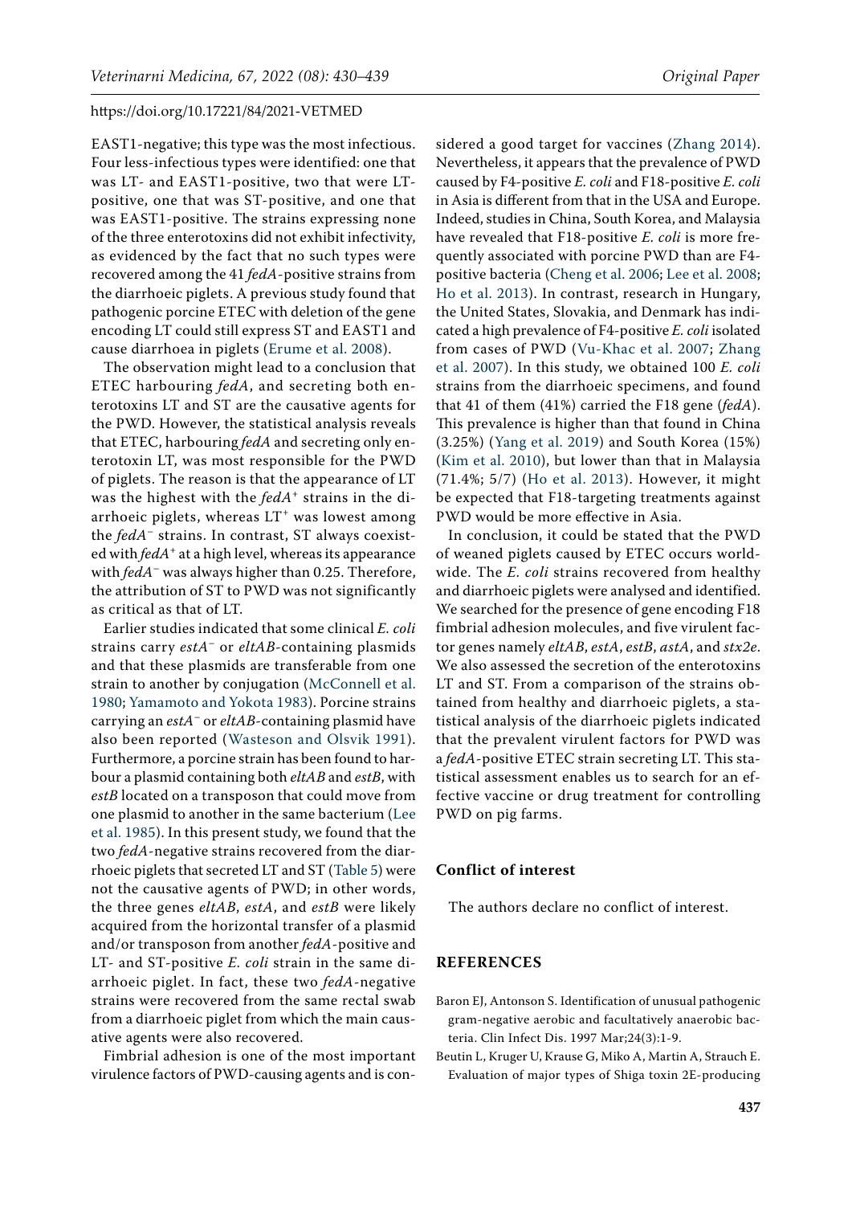EAST1-negative; this type was the most infectious. Four less-infectious types were identified: one that was LT- and EAST1-positive, two that were LT-positive, one that was ST-positive, and one that was EAST1-positive. The strains expressing none of the three enterotoxins did not exhibit infectivity, as evidenced by the fact that no such types were recovered among the 41 *fedA*-positive strains from the diarrhoeic piglets. A previous study found that pathogenic porcine ETEC with deletion of the gene encoding LT could still express ST and EAST1 and cause diarrhoea in piglets (Erume et al. 2008).

The observation might lead to a conclusion that ETEC harbouring *fedA*, and secreting both enterotoxins LT and ST are the causative agents for the PWD. However, the statistical analysis reveals that ETEC, harbouring *fedA* and secreting only enterotoxin LT, was most responsible for the PWD of piglets. The reason is that the appearance of LT was the highest with the *fedA*$^+$ strains in the diarrhoeic piglets, whereas LT$^+$ was lowest among the *fedA*$^-$ strains. In contrast, ST always coexisted with *fedA*$^+$ at a high level, whereas its appearance with *fedA*$^-$ was always higher than 0.25. Therefore, the attribution of ST to PWD was not significantly as critical as that of LT.

Earlier studies indicated that some clinical *E. coli* strains carry *estA*$^-$ or *eltAB*-containing plasmids and that these plasmids are transferable from one strain to another by conjugation (McConnell et al. 1980; Yamamoto and Yokota 1983). Porcine strains carrying an *estA*$^-$ or *eltAB*-containing plasmid have also been reported (Wasteson and Olsvik 1991). Furthermore, a porcine strain has been found to harbour a plasmid containing both *eltAB* and *estB*, with *estB* located on a transposon that could move from one plasmid to another in the same bacterium (Lee et al. 1985). In this present study, we found that the two *fedA*-negative strains recovered from the diarrhoeic piglets that secreted LT and ST (Table 5) were not the causative agents of PWD; in other words, the three genes *eltAB*, *estA*, and *estB* were likely acquired from the horizontal transfer of a plasmid and/or transposon from another *fedA*-positive and LT- and ST-positive *E. coli* strain in the same diarrhoeic piglet. In fact, these two *fedA*-negative strains were recovered from the same rectal swab from a diarrhoeic piglet from which the main causative agents were also recovered.

Fimbrial adhesion is one of the most important virulence factors of PWD-causing agents and is considered a good target for vaccines (Zhang 2014). Nevertheless, it appears that the prevalence of PWD caused by F4-positive *E. coli* and F18-positive *E. coli* in Asia is different from that in the USA and Europe. Indeed, studies in China, South Korea, and Malaysia have revealed that F18-positive *E. coli* is more frequently associated with porcine PWD than are F4-positive bacteria (Cheng et al. 2006; Lee et al. 2008; Ho et al. 2013). In contrast, research in Hungary, the United States, Slovakia, and Denmark has indicated a high prevalence of F4-positive *E. coli* isolated from cases of PWD (Vu-Khac et al. 2007; Zhang et al. 2007). In this study, we obtained 100 *E. coli* strains from the diarrhoeic specimens, and found that 41 of them (41%) carried the F18 gene (*fedA*). This prevalence is higher than that found in China (3.25%) (Yang et al. 2019) and South Korea (15%) (Kim et al. 2010), but lower than that in Malaysia (71.4%; 5/7) (Ho et al. 2013). However, it might be expected that F18-targeting treatments against PWD would be more effective in Asia.

In conclusion, it could be stated that the PWD of weaned piglets caused by ETEC occurs worldwide. The *E. coli* strains recovered from healthy and diarrhoeic piglets were analysed and identified. We searched for the presence of gene encoding F18 fimbrial adhesion molecules, and five virulent factor genes namely *eltAB*, *estA*, *estB*, *astA*, and *stx2e*. We also assessed the secretion of the enterotoxins LT and ST. From a comparison of the strains obtained from healthy and diarrhoeic piglets, a statistical analysis of the diarrhoeic piglets indicated that the prevalent virulent factors for PWD was a *fedA*-positive ETEC strain secreting LT. This statistical assessment enables us to search for an effective vaccine or drug treatment for controlling PWD on pig farms.

## Conflict of interest

The authors declare no conflict of interest.

## REFERENCES

Baron EJ, Antonson S. Identification of unusual pathogenic gram-negative aerobic and facultatively anaerobic bacteria. Clin Infect Dis. 1997 Mar;24(3):1-9.

Beutin L, Kruger U, Krause G, Miko A, Martin A, Strauch E. Evaluation of major types of Shiga toxin 2E-producing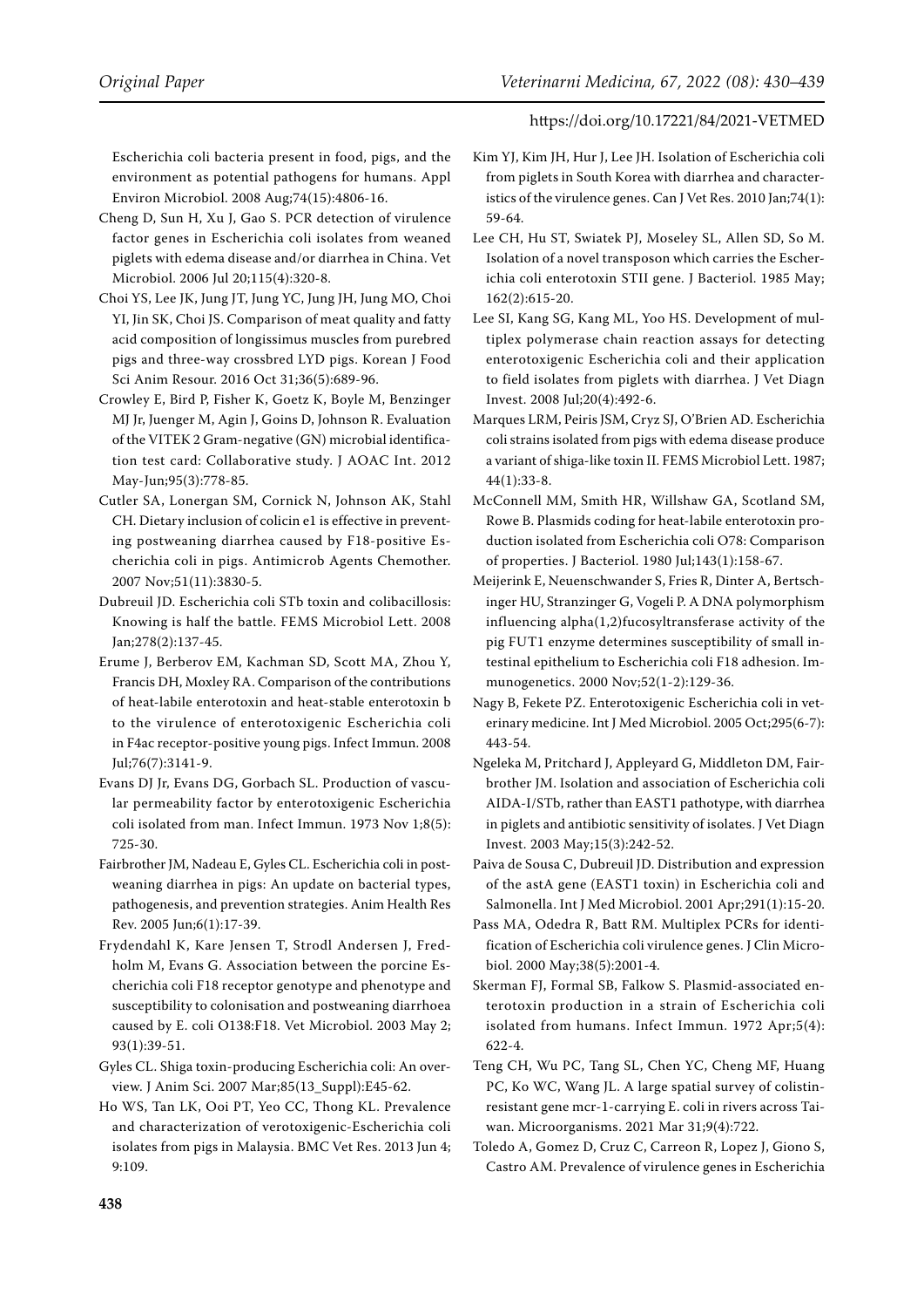Escherichia coli bacteria present in food, pigs, and the environment as potential pathogens for humans. Appl Environ Microbiol. 2008 Aug;74(15):4806-16.

Cheng D, Sun H, Xu J, Gao S. PCR detection of virulence factor genes in Escherichia coli isolates from weaned piglets with edema disease and/or diarrhea in China. Vet Microbiol. 2006 Jul 20;115(4):320-8.

Choi YS, Lee JK, Jung JT, Jung YC, Jung JH, Jung MO, Choi YI, Jin SK, Choi JS. Comparison of meat quality and fatty acid composition of longissimus muscles from purebred pigs and three-way crossbred LYD pigs. Korean J Food Sci Anim Resour. 2016 Oct 31;36(5):689-96.

Crowley E, Bird P, Fisher K, Goetz K, Boyle M, Benzinger MJ Jr, Juenger M, Agin J, Goins D, Johnson R. Evaluation of the VITEK 2 Gram-negative (GN) microbial identification test card: Collaborative study. J AOAC Int. 2012 May-Jun;95(3):778-85.

Cutler SA, Lonergan SM, Cornick N, Johnson AK, Stahl CH. Dietary inclusion of colicin e1 is effective in preventing postweaning diarrhea caused by F18-positive Escherichia coli in pigs. Antimicrob Agents Chemother. 2007 Nov;51(11):3830-5.

Dubreuil JD. Escherichia coli STb toxin and colibacillosis: Knowing is half the battle. FEMS Microbiol Lett. 2008 Jan;278(2):137-45.

Erume J, Berberov EM, Kachman SD, Scott MA, Zhou Y, Francis DH, Moxley RA. Comparison of the contributions of heat-labile enterotoxin and heat-stable enterotoxin b to the virulence of enterotoxigenic Escherichia coli in F4ac receptor-positive young pigs. Infect Immun. 2008 Jul;76(7):3141-9.

Evans DJ Jr, Evans DG, Gorbach SL. Production of vascular permeability factor by enterotoxigenic Escherichia coli isolated from man. Infect Immun. 1973 Nov 1;8(5):725-30.

Fairbrother JM, Nadeau E, Gyles CL. Escherichia coli in postweaning diarrhea in pigs: An update on bacterial types, pathogenesis, and prevention strategies. Anim Health Res Rev. 2005 Jun;6(1):17-39.

Frydendahl K, Kare Jensen T, Strodl Andersen J, Fredholm M, Evans G. Association between the porcine Escherichia coli F18 receptor genotype and phenotype and susceptibility to colonisation and postweaning diarrhoea caused by E. coli O138:F18. Vet Microbiol. 2003 May 2;93(1):39-51.

Gyles CL. Shiga toxin-producing Escherichia coli: An overview. J Anim Sci. 2007 Mar;85(13_Suppl):E45-62.

Ho WS, Tan LK, Ooi PT, Yeo CC, Thong KL. Prevalence and characterization of verotoxigenic-Escherichia coli isolates from pigs in Malaysia. BMC Vet Res. 2013 Jun 4;9:109.

Kim YJ, Kim JH, Hur J, Lee JH. Isolation of Escherichia coli from piglets in South Korea with diarrhea and characteristics of the virulence genes. Can J Vet Res. 2010 Jan;74(1):59-64.

Lee CH, Hu ST, Swiatek PJ, Moseley SL, Allen SD, So M. Isolation of a novel transposon which carries the Escherichia coli enterotoxin STII gene. J Bacteriol. 1985 May;162(2):615-20.

Lee SI, Kang SG, Kang ML, Yoo HS. Development of multiplex polymerase chain reaction assays for detecting enterotoxigenic Escherichia coli and their application to field isolates from piglets with diarrhea. J Vet Diagn Invest. 2008 Jul;20(4):492-6.

Marques LRM, Peiris JSM, Cryz SJ, O'Brien AD. Escherichia coli strains isolated from pigs with edema disease produce a variant of shiga-like toxin II. FEMS Microbiol Lett. 1987;44(1):33-8.

McConnell MM, Smith HR, Willshaw GA, Scotland SM, Rowe B. Plasmids coding for heat-labile enterotoxin production isolated from Escherichia coli O78: Comparison of properties. J Bacteriol. 1980 Jul;143(1):158-67.

Meijerink E, Neuenschwander S, Fries R, Dinter A, Bertschinger HU, Stranzinger G, Vogeli P. A DNA polymorphism influencing alpha(1,2)fucosyltransferase activity of the pig FUT1 enzyme determines susceptibility of small intestinal epithelium to Escherichia coli F18 adhesion. Immunogenetics. 2000 Nov;52(1-2):129-36.

Nagy B, Fekete PZ. Enterotoxigenic Escherichia coli in veterinary medicine. Int J Med Microbiol. 2005 Oct;295(6-7):443-54.

Ngeleka M, Pritchard J, Appleyard G, Middleton DM, Fairbrother JM. Isolation and association of Escherichia coli AIDA-I/STb, rather than EAST1 pathotype, with diarrhea in piglets and antibiotic sensitivity of isolates. J Vet Diagn Invest. 2003 May;15(3):242-52.

Paiva de Sousa C, Dubreuil JD. Distribution and expression of the astA gene (EAST1 toxin) in Escherichia coli and Salmonella. Int J Med Microbiol. 2001 Apr;291(1):15-20.

Pass MA, Odedra R, Batt RM. Multiplex PCRs for identification of Escherichia coli virulence genes. J Clin Microbiol. 2000 May;38(5):2001-4.

Skerman FJ, Formal SB, Falkow S. Plasmid-associated enterotoxin production in a strain of Escherichia coli isolated from humans. Infect Immun. 1972 Apr;5(4):622-4.

Teng CH, Wu PC, Tang SL, Chen YC, Cheng MF, Huang PC, Ko WC, Wang JL. A large spatial survey of colistin-resistant gene mcr-1-carrying E. coli in rivers across Taiwan. Microorganisms. 2021 Mar 31;9(4):722.

Toledo A, Gomez D, Cruz C, Carreon R, Lopez J, Giono S, Castro AM. Prevalence of virulence genes in Escherichia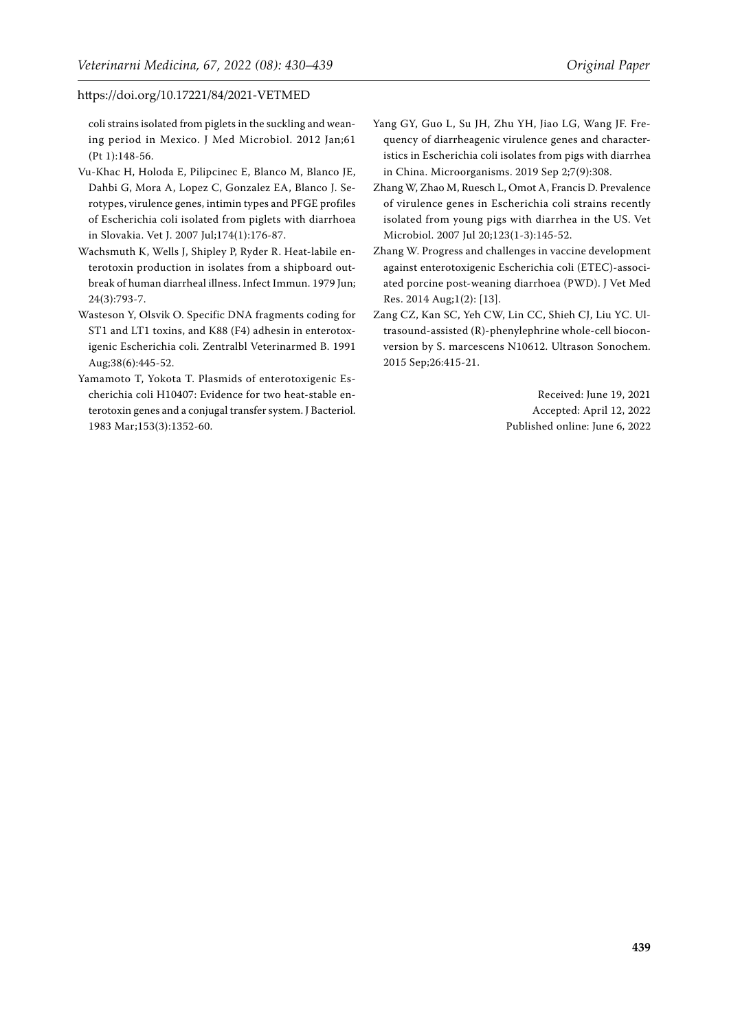coli strains isolated from piglets in the suckling and weaning period in Mexico. J Med Microbiol. 2012 Jan;61 (Pt 1):148-56.

Vu-Khac H, Holoda E, Pilipcinec E, Blanco M, Blanco JE, Dahbi G, Mora A, Lopez C, Gonzalez EA, Blanco J. Serotypes, virulence genes, intimin types and PFGE profiles of Escherichia coli isolated from piglets with diarrhoea in Slovakia. Vet J. 2007 Jul;174(1):176-87.

Wachsmuth K, Wells J, Shipley P, Ryder R. Heat-labile enterotoxin production in isolates from a shipboard outbreak of human diarrheal illness. Infect Immun. 1979 Jun; 24(3):793-7.

Wasteson Y, Olsvik O. Specific DNA fragments coding for ST1 and LT1 toxins, and K88 (F4) adhesin in enterotoxigenic Escherichia coli. Zentralbl Veterinarmed B. 1991 Aug;38(6):445-52.

Yamamoto T, Yokota T. Plasmids of enterotoxigenic Escherichia coli H10407: Evidence for two heat-stable enterotoxin genes and a conjugal transfer system. J Bacteriol. 1983 Mar;153(3):1352-60.

Yang GY, Guo L, Su JH, Zhu YH, Jiao LG, Wang JF. Frequency of diarrheagenic virulence genes and characteristics in Escherichia coli isolates from pigs with diarrhea in China. Microorganisms. 2019 Sep 2;7(9):308.

Zhang W, Zhao M, Ruesch L, Omot A, Francis D. Prevalence of virulence genes in Escherichia coli strains recently isolated from young pigs with diarrhea in the US. Vet Microbiol. 2007 Jul 20;123(1-3):145-52.

Zhang W. Progress and challenges in vaccine development against enterotoxigenic Escherichia coli (ETEC)-associated porcine post-weaning diarrhoea (PWD). J Vet Med Res. 2014 Aug;1(2): [13].

Zang CZ, Kan SC, Yeh CW, Lin CC, Shieh CJ, Liu YC. Ultrasound-assisted (R)-phenylephrine whole-cell bioconversion by S. marcescens N10612. Ultrason Sonochem. 2015 Sep;26:415-21.

Received: June 19, 2021
Accepted: April 12, 2022
Published online: June 6, 2022